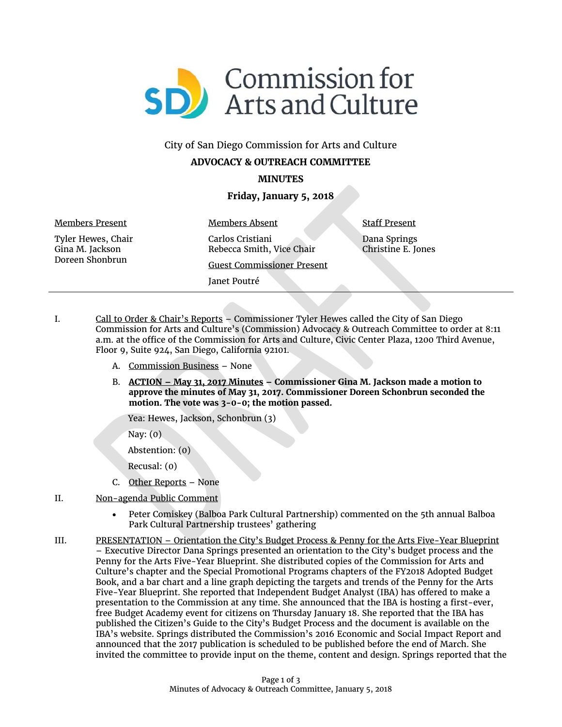# Commission for Arts and Culture

City of San Diego Commission for Arts and Culture

**ADVOCACY & OUTREACH COMMITTEE**

**MINUTES**

**Friday, January 5, 2018**

| Members Present | Members Absent | Staff Present |
|---|---|---|
| Tyler Hewes, Chair | Carlos Cristiani | Dana Springs |
| Gina M. Jackson | Rebecca Smith, Vice Chair | Christine E. Jones |
| Doreen Shonbrun | | |
| | Guest Commissioner Present | |
| | Janet Poutré | |

---

I. Call to Order & Chair's Reports – Commissioner Tyler Hewes called the City of San Diego Commission for Arts and Culture's (Commission) Advocacy & Outreach Committee to order at 8:11 a.m. at the office of the Commission for Arts and Culture, Civic Center Plaza, 1200 Third Avenue, Floor 9, Suite 924, San Diego, California 92101.

   A. Commission Business – None

   B. **ACTION – May 31, 2017 Minutes – Commissioner Gina M. Jackson made a motion to approve the minutes of May 31, 2017. Commissioner Doreen Schonbrun seconded the motion. The vote was 3-0-0; the motion passed.**

      Yea: Hewes, Jackson, Schonbrun (3)

      Nay: (0)

      Abstention: (0)

      Recusal: (0)

   C. Other Reports – None

II. Non-agenda Public Comment

   - Peter Comiskey (Balboa Park Cultural Partnership) commented on the 5th annual Balboa Park Cultural Partnership trustees' gathering

III. PRESENTATION – Orientation the City's Budget Process & Penny for the Arts Five-Year Blueprint – Executive Director Dana Springs presented an orientation to the City's budget process and the Penny for the Arts Five-Year Blueprint. She distributed copies of the Commission for Arts and Culture's chapter and the Special Promotional Programs chapters of the FY2018 Adopted Budget Book, and a bar chart and a line graph depicting the targets and trends of the Penny for the Arts Five-Year Blueprint. She reported that Independent Budget Analyst (IBA) has offered to make a presentation to the Commission at any time. She announced that the IBA is hosting a first-ever, free Budget Academy event for citizens on Thursday January 18. She reported that the IBA has published the Citizen's Guide to the City's Budget Process and the document is available on the IBA's website. Springs distributed the Commission's 2016 Economic and Social Impact Report and announced that the 2017 publication is scheduled to be published before the end of March. She invited the committee to provide input on the theme, content and design. Springs reported that the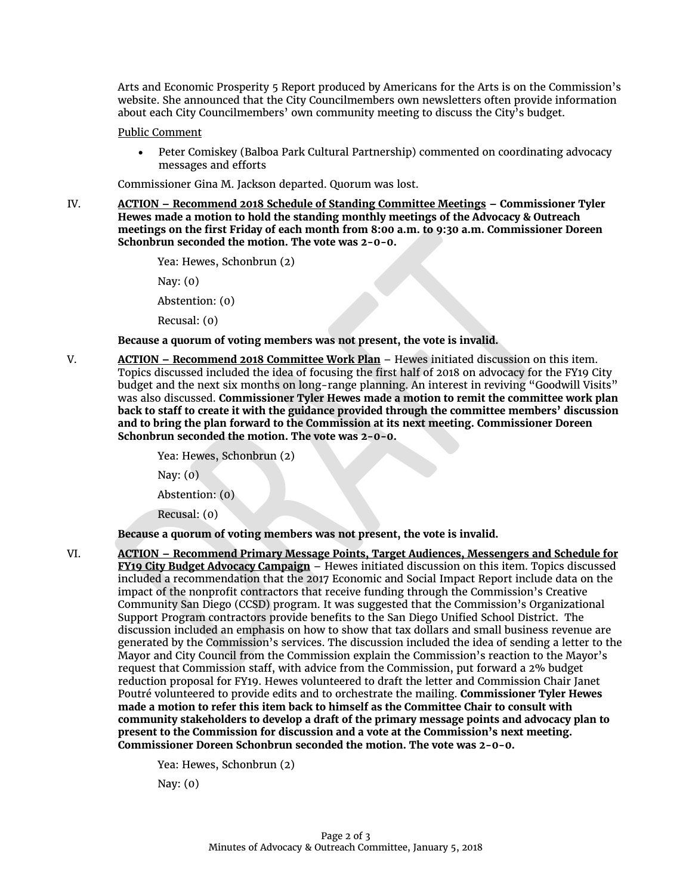Arts and Economic Prosperity 5 Report produced by Americans for the Arts is on the Commission's website. She announced that the City Councilmembers own newsletters often provide information about each City Councilmembers' own community meeting to discuss the City's budget.

Public Comment

- Peter Comiskey (Balboa Park Cultural Partnership) commented on coordinating advocacy messages and efforts

Commissioner Gina M. Jackson departed. Quorum was lost.

IV. **ACTION – Recommend 2018 Schedule of Standing Committee Meetings – Commissioner Tyler Hewes made a motion to hold the standing monthly meetings of the Advocacy & Outreach meetings on the first Friday of each month from 8:00 a.m. to 9:30 a.m. Commissioner Doreen Schonbrun seconded the motion. The vote was 2-0-0.**

Yea: Hewes, Schonbrun (2)

Nay: (0)

Abstention: (0)

Recusal: (0)

**Because a quorum of voting members was not present, the vote is invalid.**

V. **ACTION – Recommend 2018 Committee Work Plan** – Hewes initiated discussion on this item. Topics discussed included the idea of focusing the first half of 2018 on advocacy for the FY19 City budget and the next six months on long-range planning. An interest in reviving "Goodwill Visits" was also discussed. **Commissioner Tyler Hewes made a motion to remit the committee work plan back to staff to create it with the guidance provided through the committee members' discussion and to bring the plan forward to the Commission at its next meeting. Commissioner Doreen Schonbrun seconded the motion. The vote was 2-0-0.**

Yea: Hewes, Schonbrun (2)

Nay: (0)

Abstention: (0)

Recusal: (0)

**Because a quorum of voting members was not present, the vote is invalid.**

VI. **ACTION – Recommend Primary Message Points, Target Audiences, Messengers and Schedule for FY19 City Budget Advocacy Campaign** – Hewes initiated discussion on this item. Topics discussed included a recommendation that the 2017 Economic and Social Impact Report include data on the impact of the nonprofit contractors that receive funding through the Commission's Creative Community San Diego (CCSD) program. It was suggested that the Commission's Organizational Support Program contractors provide benefits to the San Diego Unified School District. The discussion included an emphasis on how to show that tax dollars and small business revenue are generated by the Commission's services. The discussion included the idea of sending a letter to the Mayor and City Council from the Commission explain the Commission's reaction to the Mayor's request that Commission staff, with advice from the Commission, put forward a 2% budget reduction proposal for FY19. Hewes volunteered to draft the letter and Commission Chair Janet Poutré volunteered to provide edits and to orchestrate the mailing. **Commissioner Tyler Hewes made a motion to refer this item back to himself as the Committee Chair to consult with community stakeholders to develop a draft of the primary message points and advocacy plan to present to the Commission for discussion and a vote at the Commission's next meeting. Commissioner Doreen Schonbrun seconded the motion. The vote was 2-0-0.**

Yea: Hewes, Schonbrun (2)

Nay: (0)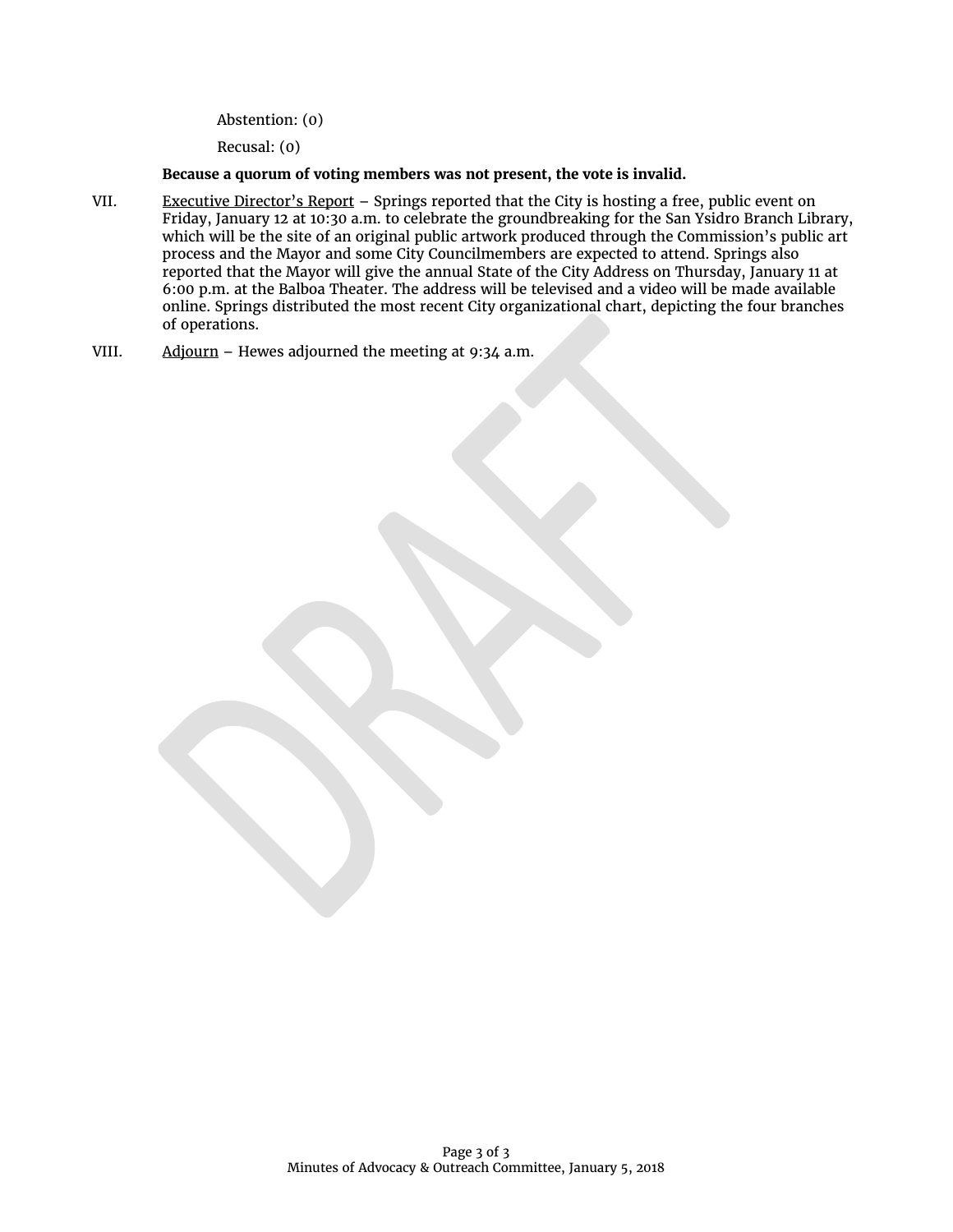Abstention: (0)

Recusal: (0)

**Because a quorum of voting members was not present, the vote is invalid.**

VII. Executive Director's Report – Springs reported that the City is hosting a free, public event on Friday, January 12 at 10:30 a.m. to celebrate the groundbreaking for the San Ysidro Branch Library, which will be the site of an original public artwork produced through the Commission's public art process and the Mayor and some City Councilmembers are expected to attend. Springs also reported that the Mayor will give the annual State of the City Address on Thursday, January 11 at 6:00 p.m. at the Balboa Theater. The address will be televised and a video will be made available online. Springs distributed the most recent City organizational chart, depicting the four branches of operations.

VIII. Adjourn – Hewes adjourned the meeting at 9:34 a.m.